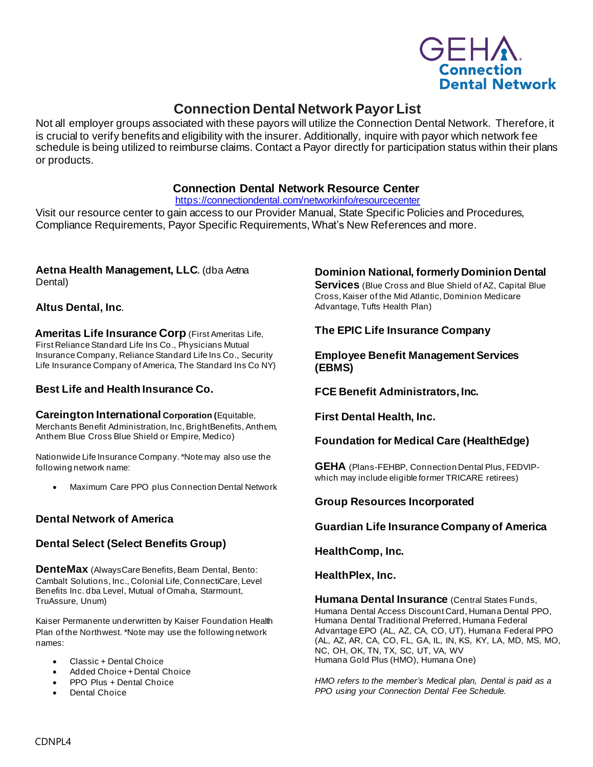# Connection Dental Network Payor List

Not all employer groups associated with these payors will utilize the Connection Dental Network. Therefore, it is crucial to verify benefits and eligibility with the insurer. Additionally, inquire with payor which network fee schedule is being utilized to reimburse claims. Contact a Payor directly for participation status within their plans or products.

## Connection Dental Network Resource Center

https://connectiondental.com/networkinfo/resourcecenter

Visit our resource center to gain access to our Provider Manual, State Specific Policies and Procedures, Compliance Requirements, Payor Specific Requirements, What's New References and more.

**Aetna Health Management, LLC**. (dba Aetna Dental)

**Altus Dental, Inc**.

**Ameritas Life Insurance Corp** (First Ameritas Life, First Reliance Standard Life Ins Co., Physicians Mutual Insurance Company, Reliance Standard Life Ins Co., Security Life Insurance Company of America, The Standard Ins Co NY)

**Best Life and Health Insurance Co.**

**Careington International Corporation (**Equitable, Merchants Benefit Administration, Inc, BrightBenefits, Anthem, Anthem Blue Cross Blue Shield or Empire, Medico)

Nationwide Life Insurance Company. *Note may also use the following network name:

- Maximum Care PPO plus Connection Dental Network

**Dental Network of America**

**Dental Select (Select Benefits Group)**

**DenteMax** (AlwaysCare Benefits, Beam Dental, Bento: Cambalt Solutions, Inc., Colonial Life, ConnectiCare, Level Benefits Inc. dba Level, Mutual of Omaha, Starmount, TruAssure, Unum)

Kaiser Permanente underwritten by Kaiser Foundation Health Plan of the Northwest. *Note may use the following network names:

- Classic + Dental Choice
- Added Choice + Dental Choice
- PPO Plus + Dental Choice
- Dental Choice

**Dominion National, formerly Dominion Dental Services** (Blue Cross and Blue Shield of AZ, Capital Blue Cross, Kaiser of the Mid Atlantic, Dominion Medicare Advantage, Tufts Health Plan)

**The EPIC Life Insurance Company**

**Employee Benefit Management Services (EBMS)**

**FCE Benefit Administrators, Inc.**

**First Dental Health, Inc.**

**Foundation for Medical Care (HealthEdge)**

**GEHA** (Plans-FEHBP, Connection Dental Plus, FEDVIP-which may include eligible former TRICARE retirees)

**Group Resources Incorporated**

**Guardian Life Insurance Company of America**

**HealthComp, Inc.**

**HealthPlex, Inc.**

**Humana Dental Insurance** (Central States Funds, Humana Dental Access Discount Card, Humana Dental PPO, Humana Dental Traditional Preferred, Humana Federal Advantage EPO (AL, AZ, CA, CO, UT), Humana Federal PPO (AL, AZ, AR, CA, CO, FL, GA, IL, IN, KS, KY, LA, MD, MS, MO, NC, OH, OK, TN, TX, SC, UT, VA, WV
Humana Gold Plus (HMO), Humana One)

*HMO refers to the member's Medical plan, Dental is paid as a PPO using your Connection Dental Fee Schedule.*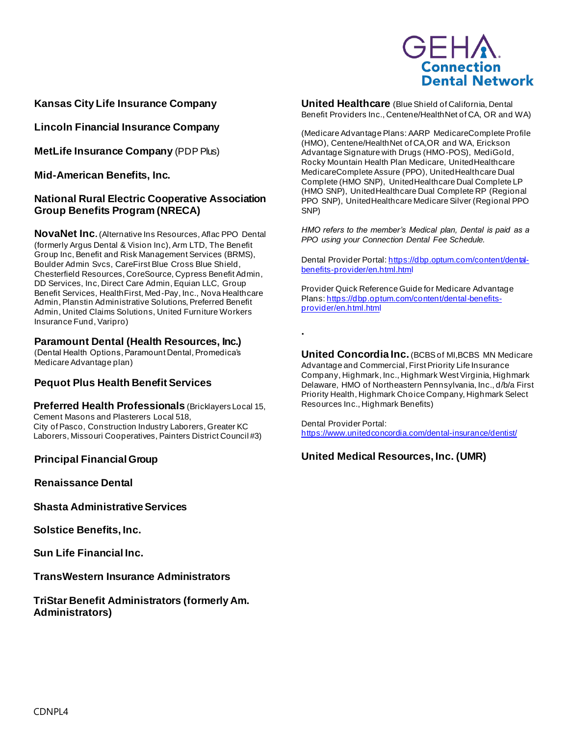**Kansas City Life Insurance Company**

**Lincoln Financial Insurance Company**

**MetLife Insurance Company** (PDP Plus)

**Mid-American Benefits, Inc.**

**National Rural Electric Cooperative Association Group Benefits Program (NRECA)**

**NovaNet Inc.** (Alternative Ins Resources, Aflac PPO Dental (formerly Argus Dental & Vision Inc), Arm LTD, The Benefit Group Inc, Benefit and Risk Management Services (BRMS), Boulder Admin Svcs, CareFirst Blue Cross Blue Shield, Chesterfield Resources, CoreSource, Cypress Benefit Admin, DD Services, Inc, Direct Care Admin, Equian LLC, Group Benefit Services, HealthFirst, Med-Pay, Inc., Nova Healthcare Admin, Planstin Administrative Solutions, Preferred Benefit Admin, United Claims Solutions, United Furniture Workers Insurance Fund, Varipro)

**Paramount Dental (Health Resources, Inc.)**
(Dental Health Options, Paramount Dental, Promedica's Medicare Advantage plan)

**Pequot Plus Health Benefit Services**

**Preferred Health Professionals** (Bricklayers Local 15, Cement Masons and Plasterers Local 518, City of Pasco, Construction Industry Laborers, Greater KC Laborers, Missouri Cooperatives, Painters District Council #3)

**Principal Financial Group**

**Renaissance Dental**

**Shasta Administrative Services**

**Solstice Benefits, Inc.**

**Sun Life Financial Inc.**

**TransWestern Insurance Administrators**

**TriStar Benefit Administrators (formerly Am. Administrators)**

**United Healthcare** (Blue Shield of California, Dental Benefit Providers Inc., Centene/HealthNet of CA, OR and WA)

(Medicare Advantage Plans: AARP MedicareComplete Profile (HMO), Centene/HealthNet of CA,OR and WA, Erickson Advantage Signature with Drugs (HMO-POS), MediGold, Rocky Mountain Health Plan Medicare, UnitedHealthcare MedicareComplete Assure (PPO), UnitedHealthcare Dual Complete (HMO SNP), UnitedHealthcare Dual Complete LP (HMO SNP), UnitedHealthcare Dual Complete RP (Regional PPO SNP), UnitedHealthcare Medicare Silver (Regional PPO SNP)

*HMO refers to the member's Medical plan, Dental is paid as a PPO using your Connection Dental Fee Schedule.*

Dental Provider Portal: https://dbp.optum.com/content/dental-benefits-provider/en.html.html

Provider Quick Reference Guide for Medicare Advantage Plans: https://dbp.optum.com/content/dental-benefits-provider/en.html.html

.

**United Concordia Inc.** (BCBS of MI,BCBS MN Medicare Advantage and Commercial, First Priority Life Insurance Company, Highmark, Inc., Highmark West Virginia, Highmark Delaware, HMO of Northeastern Pennsylvania, Inc., d/b/a First Priority Health, Highmark Choice Company, Highmark Select Resources Inc., Highmark Benefits)

Dental Provider Portal:
https://www.unitedconcordia.com/dental-insurance/dentist/

**United Medical Resources, Inc. (UMR)**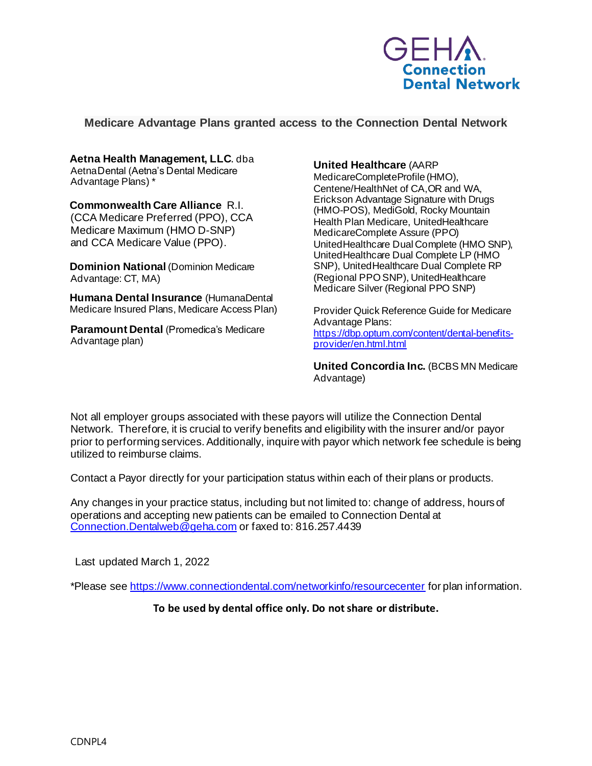## Medicare Advantage Plans granted access to the Connection Dental Network

**Aetna Health Management, LLC**. dba AetnaDental (Aetna's Dental Medicare Advantage Plans) *

**Commonwealth Care Alliance** R.I. (CCA Medicare Preferred (PPO), CCA Medicare Maximum (HMO D-SNP) and CCA Medicare Value (PPO).

**Dominion National** (Dominion Medicare Advantage: CT, MA)

**Humana Dental Insurance** (HumanaDental Medicare Insured Plans, Medicare Access Plan)

**Paramount Dental** (Promedica's Medicare Advantage plan)

**United Healthcare** (AARP MedicareCompleteProfile (HMO), Centene/HealthNet of CA, OR and WA, Erickson Advantage Signature with Drugs (HMO-POS), MediGold, Rocky Mountain Health Plan Medicare, UnitedHealthcare MedicareComplete Assure (PPO) UnitedHealthcare Dual Complete (HMO SNP), UnitedHealthcare Dual Complete LP (HMO SNP), UnitedHealthcare Dual Complete RP (Regional PPO SNP), UnitedHealthcare Medicare Silver (Regional PPO SNP)

Provider Quick Reference Guide for Medicare Advantage Plans: https://dbp.optum.com/content/dental-benefits-provider/en.html.html

**United Concordia Inc.** (BCBS MN Medicare Advantage)

Not all employer groups associated with these payors will utilize the Connection Dental Network. Therefore, it is crucial to verify benefits and eligibility with the insurer and/or payor prior to performing services. Additionally, inquire with payor which network fee schedule is being utilized to reimburse claims.

Contact a Payor directly for your participation status within each of their plans or products.

Any changes in your practice status, including but not limited to: change of address, hours of operations and accepting new patients can be emailed to Connection Dental at Connection.Dentalweb@geha.com or faxed to: 816.257.4439

Last updated March 1, 2022

*Please see https://www.connectiondental.com/networkinfo/resourcecenter for plan information.

**To be used by dental office only. Do not share or distribute.**

CDNPL4